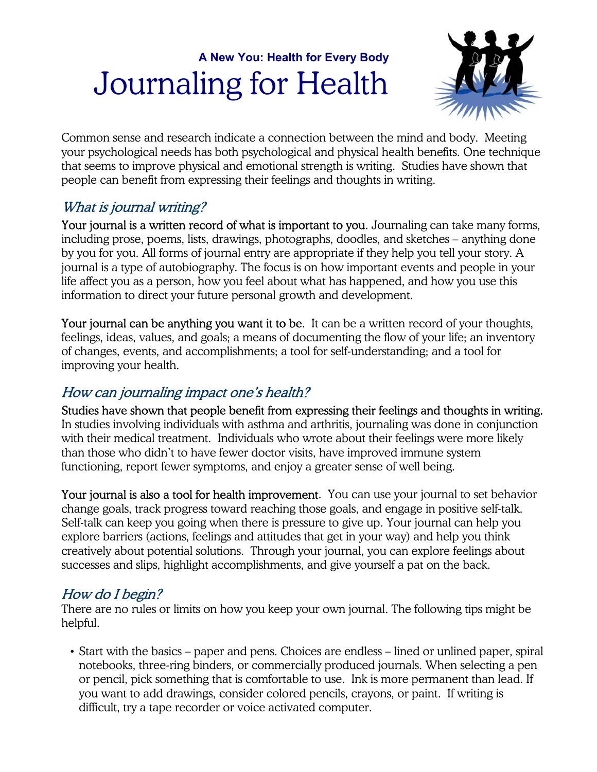**A New You: Health for Every Body**

# Journaling for Health

Common sense and research indicate a connection between the mind and body. Meeting your psychological needs has both psychological and physical health benefits. One technique that seems to improve physical and emotional strength is writing. Studies have shown that people can benefit from expressing their feelings and thoughts in writing.

## *What is journal writing?*

Your journal is a written record of what is important to you. Journaling can take many forms, including prose, poems, lists, drawings, photographs, doodles, and sketches – anything done by you for you. All forms of journal entry are appropriate if they help you tell your story. A journal is a type of autobiography. The focus is on how important events and people in your life affect you as a person, how you feel about what has happened, and how you use this information to direct your future personal growth and development.

Your journal can be anything you want it to be. It can be a written record of your thoughts, feelings, ideas, values, and goals; a means of documenting the flow of your life; an inventory of changes, events, and accomplishments; a tool for self-understanding; and a tool for improving your health.

## *How can journaling impact one's health?*

Studies have shown that people benefit from expressing their feelings and thoughts in writing. In studies involving individuals with asthma and arthritis, journaling was done in conjunction with their medical treatment. Individuals who wrote about their feelings were more likely than those who didn't to have fewer doctor visits, have improved immune system functioning, report fewer symptoms, and enjoy a greater sense of well being.

Your journal is also a tool for health improvement. You can use your journal to set behavior change goals, track progress toward reaching those goals, and engage in positive self-talk. Self-talk can keep you going when there is pressure to give up. Your journal can help you explore barriers (actions, feelings and attitudes that get in your way) and help you think creatively about potential solutions. Through your journal, you can explore feelings about successes and slips, highlight accomplishments, and give yourself a pat on the back.

## *How do I begin?*

There are no rules or limits on how you keep your own journal. The following tips might be helpful.

- Start with the basics – paper and pens. Choices are endless – lined or unlined paper, spiral notebooks, three-ring binders, or commercially produced journals. When selecting a pen or pencil, pick something that is comfortable to use. Ink is more permanent than lead. If you want to add drawings, consider colored pencils, crayons, or paint. If writing is difficult, try a tape recorder or voice activated computer.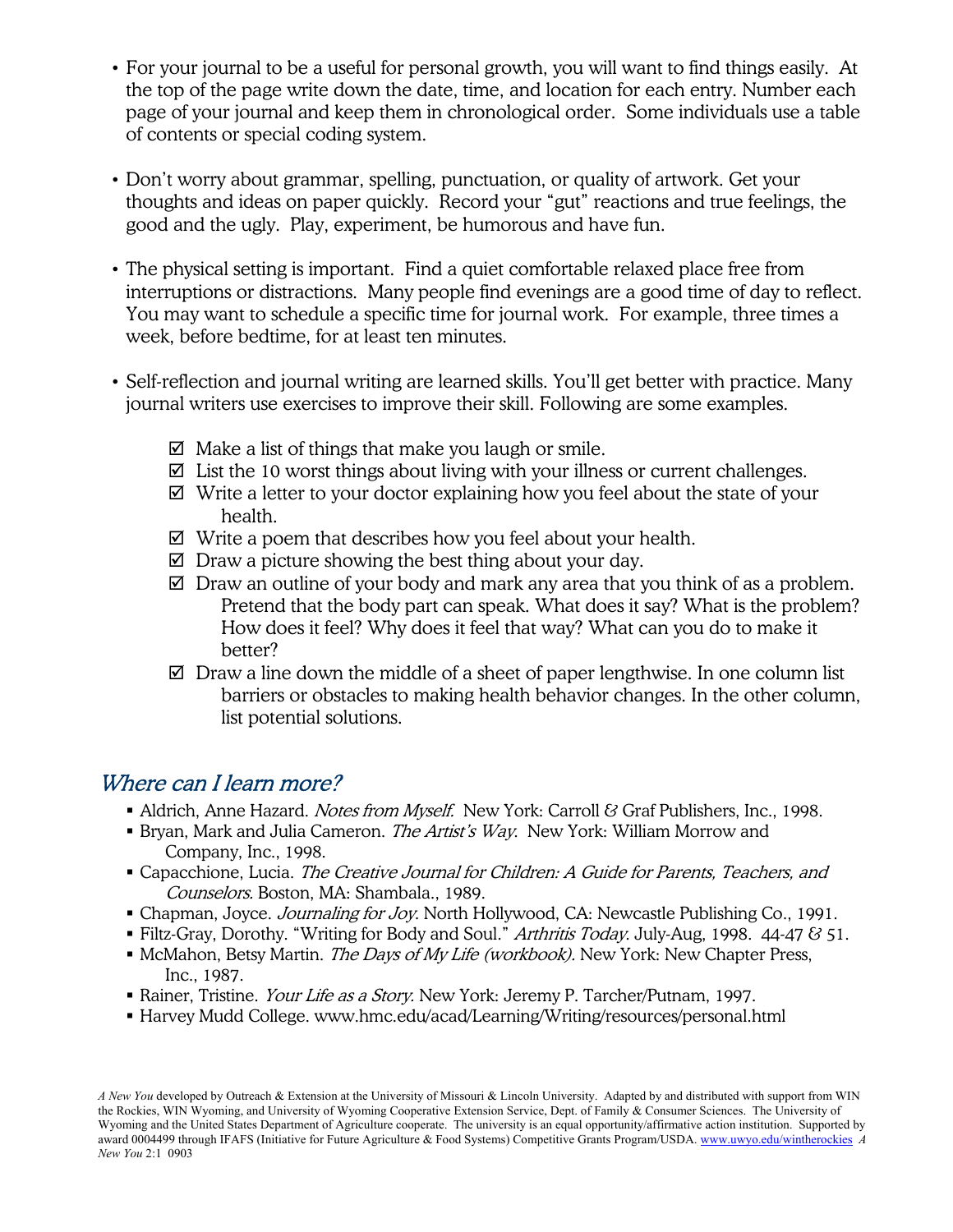- For your journal to be a useful for personal growth, you will want to find things easily. At the top of the page write down the date, time, and location for each entry. Number each page of your journal and keep them in chronological order. Some individuals use a table of contents or special coding system.

- Don't worry about grammar, spelling, punctuation, or quality of artwork. Get your thoughts and ideas on paper quickly. Record your "gut" reactions and true feelings, the good and the ugly. Play, experiment, be humorous and have fun.

- The physical setting is important. Find a quiet comfortable relaxed place free from interruptions or distractions. Many people find evenings are a good time of day to reflect. You may want to schedule a specific time for journal work. For example, three times a week, before bedtime, for at least ten minutes.

- Self-reflection and journal writing are learned skills. You'll get better with practice. Many journal writers use exercises to improve their skill. Following are some examples.

  - ☑ Make a list of things that make you laugh or smile.
  - ☑ List the 10 worst things about living with your illness or current challenges.
  - ☑ Write a letter to your doctor explaining how you feel about the state of your health.
  - ☑ Write a poem that describes how you feel about your health.
  - ☑ Draw a picture showing the best thing about your day.
  - ☑ Draw an outline of your body and mark any area that you think of as a problem. Pretend that the body part can speak. What does it say? What is the problem? How does it feel? Why does it feel that way? What can you do to make it better?
  - ☑ Draw a line down the middle of a sheet of paper lengthwise. In one column list barriers or obstacles to making health behavior changes. In the other column, list potential solutions.

## *Where can I learn more?*

- Aldrich, Anne Hazard. *Notes from Myself.* New York: Carroll & Graf Publishers, Inc., 1998.
- Bryan, Mark and Julia Cameron. *The Artist's Way.* New York: William Morrow and Company, Inc., 1998.
- Capacchione, Lucia. *The Creative Journal for Children: A Guide for Parents, Teachers, and Counselors.* Boston, MA: Shambala., 1989.
- Chapman, Joyce. *Journaling for Joy.* North Hollywood, CA: Newcastle Publishing Co., 1991.
- Filtz-Gray, Dorothy. "Writing for Body and Soul." *Arthritis Today.* July-Aug, 1998. 44-47 & 51.
- McMahon, Betsy Martin. *The Days of My Life (workbook).* New York: New Chapter Press, Inc., 1987.
- Rainer, Tristine. *Your Life as a Story.* New York: Jeremy P. Tarcher/Putnam, 1997.
- Harvey Mudd College. www.hmc.edu/acad/Learning/Writing/resources/personal.html

*A New You* developed by Outreach & Extension at the University of Missouri & Lincoln University. Adapted by and distributed with support from WIN the Rockies, WIN Wyoming, and University of Wyoming Cooperative Extension Service, Dept. of Family & Consumer Sciences. The University of Wyoming and the United States Department of Agriculture cooperate. The university is an equal opportunity/affirmative action institution. Supported by award 0004499 through IFAFS (Initiative for Future Agriculture & Food Systems) Competitive Grants Program/USDA. www.uwyo.edu/wintherockies *A New You* 2:1 0903